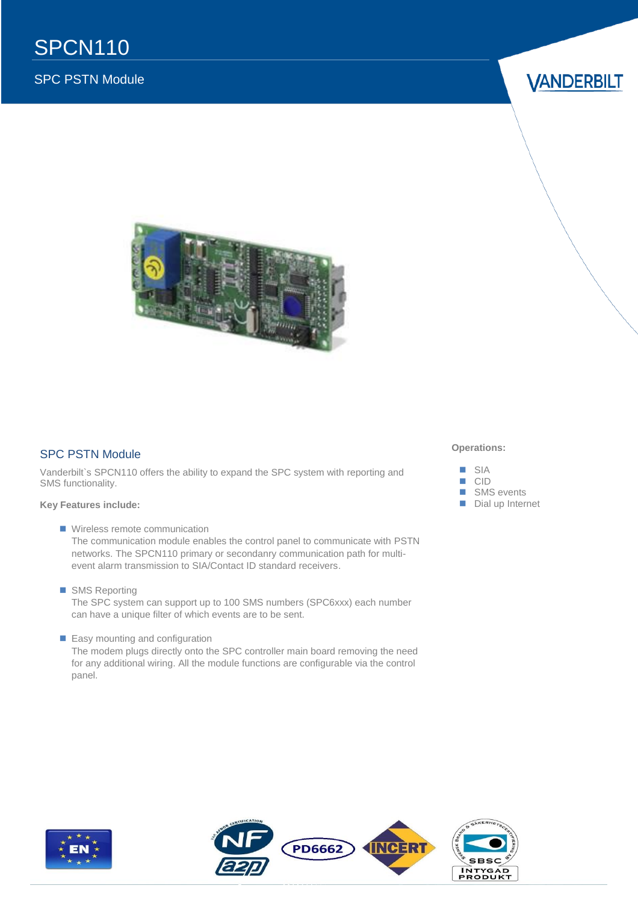# SPCN110

SPC PSTN Module

VANDERBILT

## SPC PSTN Module

Vanderbilt`s SPCN110 offers the ability to expand the SPC system with reporting and SMS functionality.

**Key Features include:**

- Wireless remote communication
  The communication module enables the control panel to communicate with PSTN networks. The SPCN110 primary or secondanry communication path for multi-event alarm transmission to SIA/Contact ID standard receivers.

- SMS Reporting
  The SPC system can support up to 100 SMS numbers (SPC6xxx) each number can have a unique filter of which events are to be sent.

- Easy mounting and configuration
  The modem plugs directly onto the SPC controller main board removing the need for any additional wiring. All the module functions are configurable via the control panel.

**Operations:**

- SIA
- CID
- SMS events
- Dial up Internet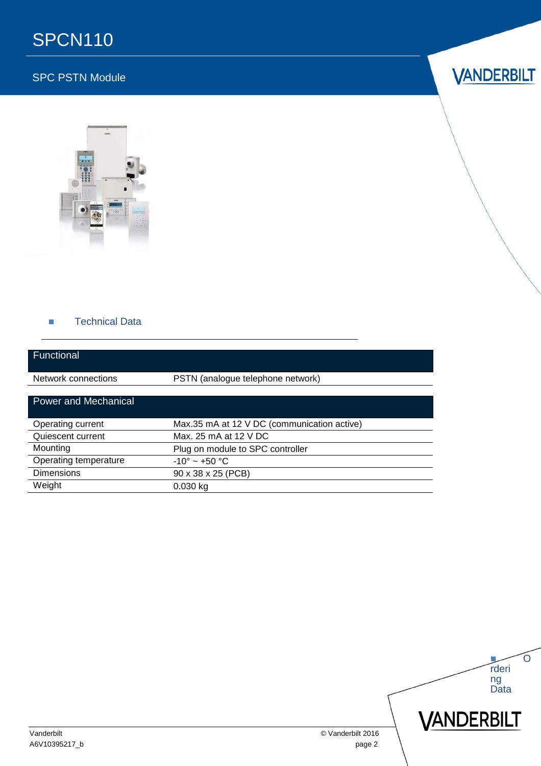# SPCN110

SPC PSTN Module

## Technical Data

| Functional | |
|---|---|
| Network connections | PSTN (analogue telephone network) |

| Power and Mechanical | |
|---|---|
| Operating current | Max.35 mA at 12 V DC (communication active) |
| Quiescent current | Max. 25 mA at 12 V DC |
| Mounting | Plug on module to SPC controller |
| Operating temperature | -10° ~ +50 °C |
| Dimensions | 90 x 38 x 25 (PCB) |
| Weight | 0.030 kg |

## Ordering Data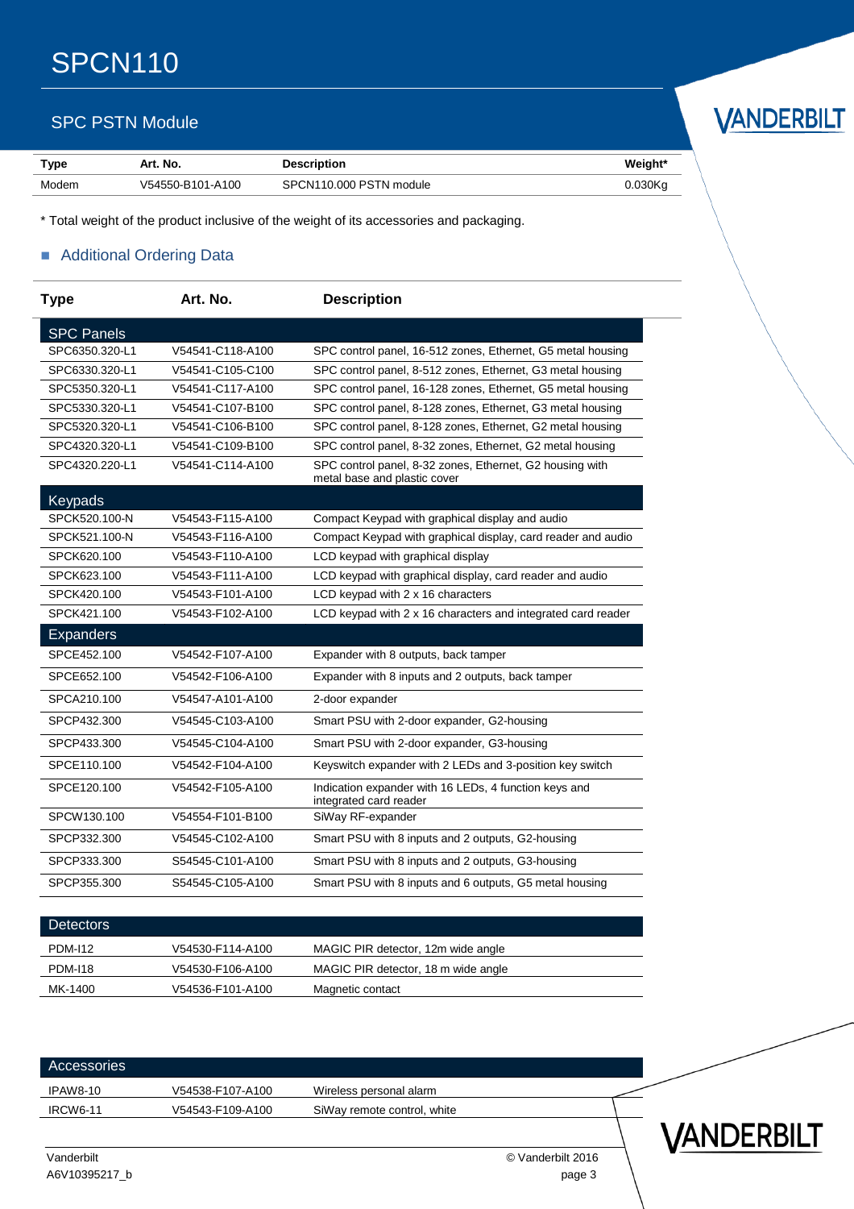# SPCN110

## SPC PSTN Module

| Type | Art. No. | Description | Weight* |
|---|---|---|---|
| Modem | V54550-B101-A100 | SPCN110.000 PSTN module | 0.030Kg |

* Total weight of the product inclusive of the weight of its accessories and packaging.

## Additional Ordering Data

| Type | Art. No. | Description |
|---|---|---|
| **SPC Panels** | | |
| SPC6350.320-L1 | V54541-C118-A100 | SPC control panel, 16-512 zones, Ethernet, G5 metal housing |
| SPC6330.320-L1 | V54541-C105-C100 | SPC control panel, 8-512 zones, Ethernet, G3 metal housing |
| SPC5350.320-L1 | V54541-C117-A100 | SPC control panel, 16-128 zones, Ethernet, G5 metal housing |
| SPC5330.320-L1 | V54541-C107-B100 | SPC control panel, 8-128 zones, Ethernet, G3 metal housing |
| SPC5320.320-L1 | V54541-C106-B100 | SPC control panel, 8-128 zones, Ethernet, G2 metal housing |
| SPC4320.320-L1 | V54541-C109-B100 | SPC control panel, 8-32 zones, Ethernet, G2 metal housing |
| SPC4320.220-L1 | V54541-C114-A100 | SPC control panel, 8-32 zones, Ethernet, G2 housing with metal base and plastic cover |
| **Keypads** | | |
| SPCK520.100-N | V54543-F115-A100 | Compact Keypad with graphical display and audio |
| SPCK521.100-N | V54543-F116-A100 | Compact Keypad with graphical display, card reader and audio |
| SPCK620.100 | V54543-F110-A100 | LCD keypad with graphical display |
| SPCK623.100 | V54543-F111-A100 | LCD keypad with graphical display, card reader and audio |
| SPCK420.100 | V54543-F101-A100 | LCD keypad with 2 x 16 characters |
| SPCK421.100 | V54543-F102-A100 | LCD keypad with 2 x 16 characters and integrated card reader |
| **Expanders** | | |
| SPCE452.100 | V54542-F107-A100 | Expander with 8 outputs, back tamper |
| SPCE652.100 | V54542-F106-A100 | Expander with 8 inputs and 2 outputs, back tamper |
| SPCA210.100 | V54547-A101-A100 | 2-door expander |
| SPCP432.300 | V54545-C103-A100 | Smart PSU with 2-door expander, G2-housing |
| SPCP433.300 | V54545-C104-A100 | Smart PSU with 2-door expander, G3-housing |
| SPCE110.100 | V54542-F104-A100 | Keyswitch expander with 2 LEDs and 3-position key switch |
| SPCE120.100 | V54542-F105-A100 | Indication expander with 16 LEDs, 4 function keys and integrated card reader |
| SPCW130.100 | V54554-F101-B100 | SiWay RF-expander |
| SPCP332.300 | V54545-C102-A100 | Smart PSU with 8 inputs and 2 outputs, G2-housing |
| SPCP333.300 | S54545-C101-A100 | Smart PSU with 8 inputs and 2 outputs, G3-housing |
| SPCP355.300 | S54545-C105-A100 | Smart PSU with 8 inputs and 6 outputs, G5 metal housing |
| **Detectors** | | |
| PDM-I12 | V54530-F114-A100 | MAGIC PIR detector, 12m wide angle |
| PDM-I18 | V54530-F106-A100 | MAGIC PIR detector, 18 m wide angle |
| MK-1400 | V54536-F101-A100 | Magnetic contact |
| **Accessories** | | |
| IPAW8-10 | V54538-F107-A100 | Wireless personal alarm |
| IRCW6-11 | V54543-F109-A100 | SiWay remote control, white |

Vanderbilt
A6V10395217_b

© Vanderbilt 2016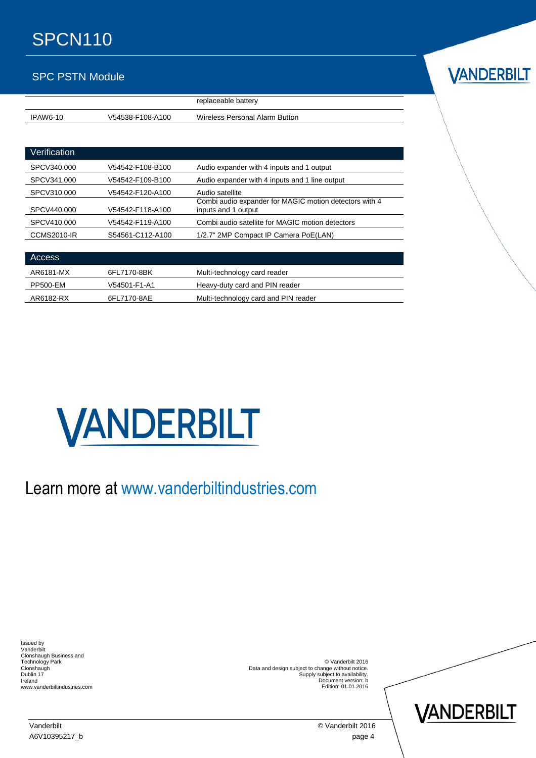| | | |
|---|---|---|
| | | replaceable battery |
| IPAW6-10 | V54538-F108-A100 | Wireless Personal Alarm Button |

| Verification | | |
|---|---|---|
| SPCV340.000 | V54542-F108-B100 | Audio expander with 4 inputs and 1 output |
| SPCV341.000 | V54542-F109-B100 | Audio expander with 4 inputs and 1 line output |
| SPCV310.000 | V54542-F120-A100 | Audio satellite |
| SPCV440.000 | V54542-F118-A100 | Combi audio expander for MAGIC motion detectors with 4 inputs and 1 output |
| SPCV410.000 | V54542-F119-A100 | Combi audio satellite for MAGIC motion detectors |
| CCMS2010-IR | S54561-C112-A100 | 1/2.7" 2MP Compact IP Camera PoE(LAN) |

| Access | | |
|---|---|---|
| AR6181-MX | 6FL7170-8BK | Multi-technology card reader |
| PP500-EM | V54501-F1-A1 | Heavy-duty card and PIN reader |
| AR6182-RX | 6FL7170-8AE | Multi-technology card and PIN reader |

VANDERBILT

Learn more at www.vanderbiltindustries.com

Issued by
Vanderbilt
Clonshaugh Business and Technology Park
Clonshaugh
Dublin 17
Ireland
www.vanderbiltindustries.com

© Vanderbilt 2016
Data and design subject to change without notice.
Supply subject to availability.
Document version: b
Edition: 01.01.2016